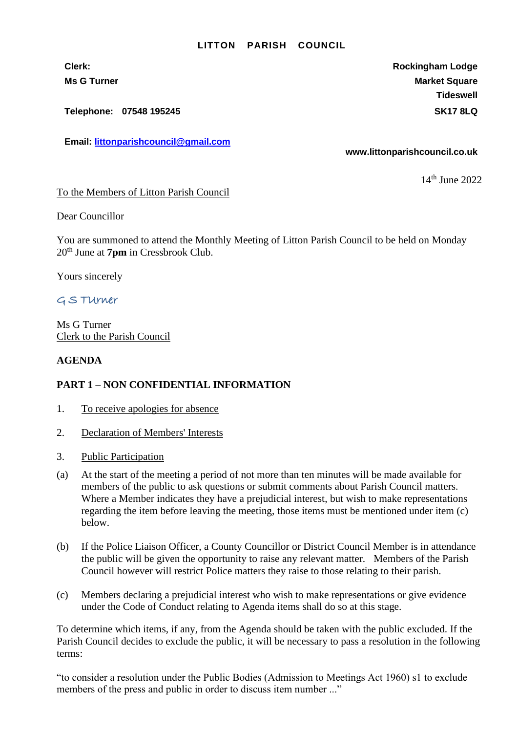**LITTON PARISH COUNCIL**

**Clerk:**
**Ms G Turner**

**Telephone: 07548 195245**

**Email: littonparishcouncil@gmail.com**

**Rockingham Lodge**
**Market Square**
**Tideswell**
**SK17 8LQ**

**www.littonparishcouncil.co.uk**

14th June 2022

To the Members of Litton Parish Council

Dear Councillor

You are summoned to attend the Monthly Meeting of Litton Parish Council to be held on Monday 20th June at **7pm** in Cressbrook Club.

Yours sincerely

G S Turner

Ms G Turner
Clerk to the Parish Council

**AGENDA**

**PART 1 – NON CONFIDENTIAL INFORMATION**

1. To receive apologies for absence

2. Declaration of Members' Interests

3. Public Participation

(a) At the start of the meeting a period of not more than ten minutes will be made available for members of the public to ask questions or submit comments about Parish Council matters. Where a Member indicates they have a prejudicial interest, but wish to make representations regarding the item before leaving the meeting, those items must be mentioned under item (c) below.

(b) If the Police Liaison Officer, a County Councillor or District Council Member is in attendance the public will be given the opportunity to raise any relevant matter. Members of the Parish Council however will restrict Police matters they raise to those relating to their parish.

(c) Members declaring a prejudicial interest who wish to make representations or give evidence under the Code of Conduct relating to Agenda items shall do so at this stage.

To determine which items, if any, from the Agenda should be taken with the public excluded. If the Parish Council decides to exclude the public, it will be necessary to pass a resolution in the following terms:

"to consider a resolution under the Public Bodies (Admission to Meetings Act 1960) s1 to exclude members of the press and public in order to discuss item number ..."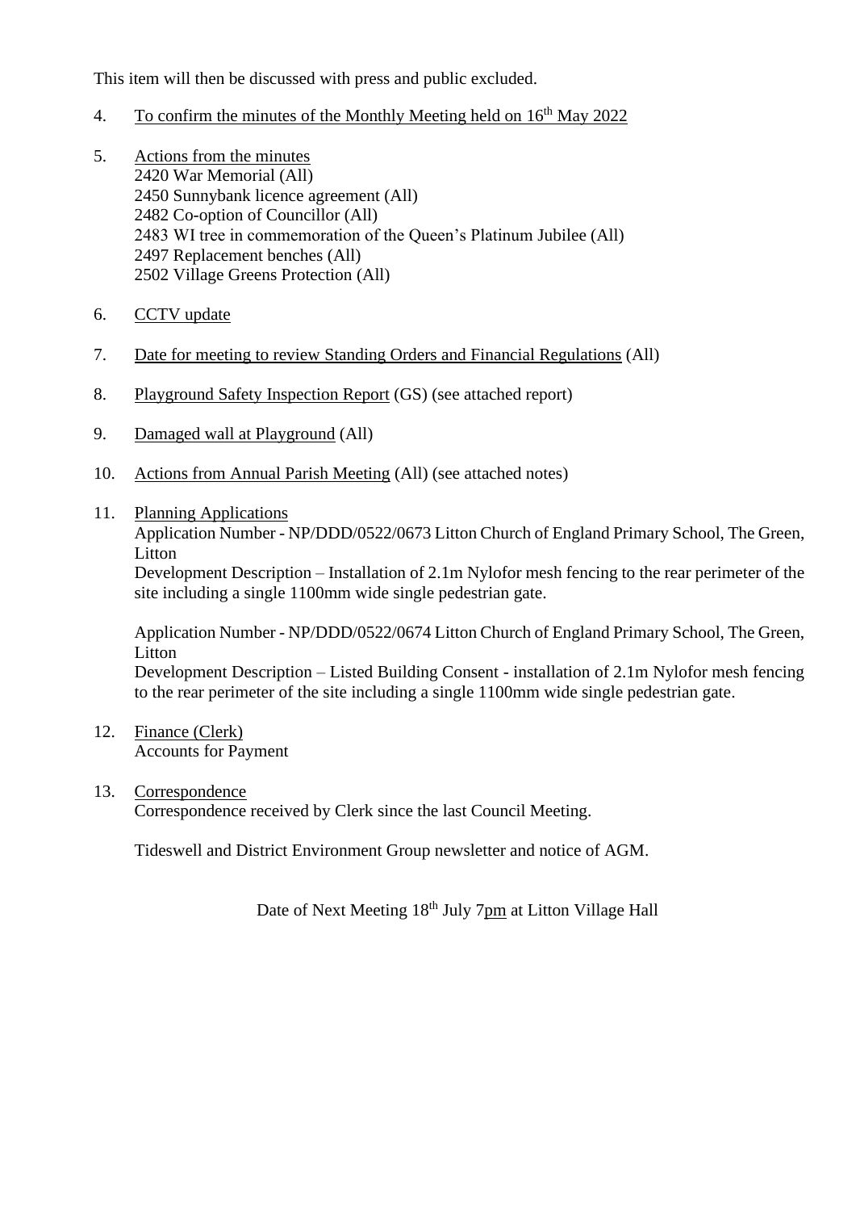This item will then be discussed with press and public excluded.

4. To confirm the minutes of the Monthly Meeting held on 16th May 2022

5. Actions from the minutes
   2420 War Memorial (All)
   2450 Sunnybank licence agreement (All)
   2482 Co-option of Councillor (All)
   2483 WI tree in commemoration of the Queen's Platinum Jubilee (All)
   2497 Replacement benches (All)
   2502 Village Greens Protection (All)

6. CCTV update

7. Date for meeting to review Standing Orders and Financial Regulations (All)

8. Playground Safety Inspection Report (GS) (see attached report)

9. Damaged wall at Playground (All)

10. Actions from Annual Parish Meeting (All) (see attached notes)

11. Planning Applications
    Application Number - NP/DDD/0522/0673 Litton Church of England Primary School, The Green, Litton
    Development Description – Installation of 2.1m Nylofor mesh fencing to the rear perimeter of the site including a single 1100mm wide single pedestrian gate.

    Application Number - NP/DDD/0522/0674 Litton Church of England Primary School, The Green, Litton
    Development Description – Listed Building Consent - installation of 2.1m Nylofor mesh fencing to the rear perimeter of the site including a single 1100mm wide single pedestrian gate.

12. Finance (Clerk)
    Accounts for Payment

13. Correspondence
    Correspondence received by Clerk since the last Council Meeting.

    Tideswell and District Environment Group newsletter and notice of AGM.

Date of Next Meeting 18th July 7pm at Litton Village Hall